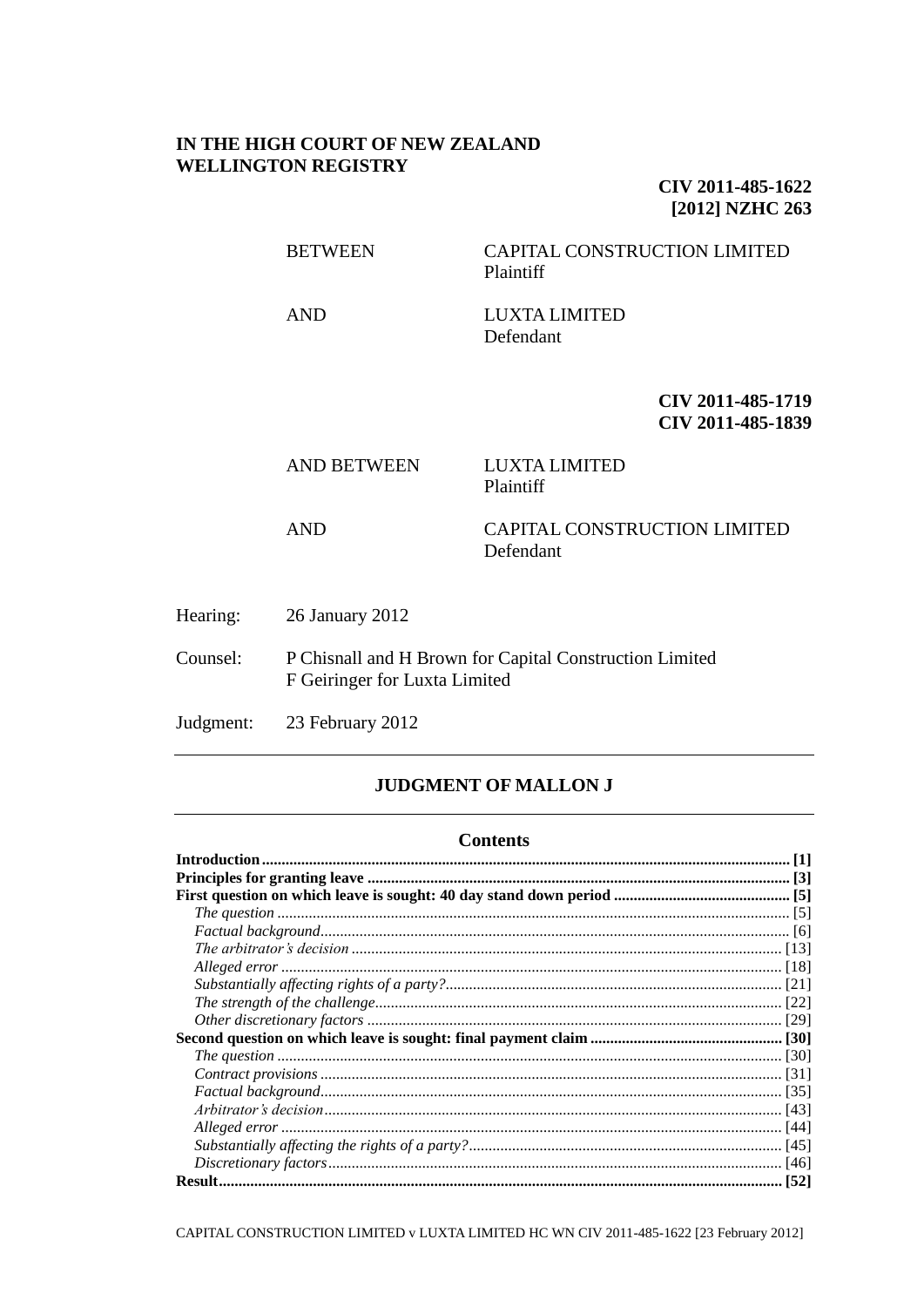**IN THE HIGH COURT OF NEW ZEALAND**
**WELLINGTON REGISTRY**

**CIV 2011-485-1622**
**[2012] NZHC 263**

| | |
|---|---|
| BETWEEN | CAPITAL CONSTRUCTION LIMITED<br>Plaintiff |
| AND | LUXTA LIMITED<br>Defendant |

**CIV 2011-485-1719**
**CIV 2011-485-1839**

| | |
|---|---|
| AND BETWEEN | LUXTA LIMITED<br>Plaintiff |
| AND | CAPITAL CONSTRUCTION LIMITED<br>Defendant |

| | |
|---|---|
| Hearing: | 26 January 2012 |
| Counsel: | P Chisnall and H Brown for Capital Construction Limited<br>F Geiringer for Luxta Limited |
| Judgment: | 23 February 2012 |

## JUDGMENT OF MALLON J

### Contents

| | |
|---|---|
| **Introduction** | **[1]** |
| **Principles for granting leave** | **[3]** |
| **First question on which leave is sought: 40 day stand down period** | **[5]** |
| *The question* | [5] |
| *Factual background* | [6] |
| *The arbitrator's decision* | [13] |
| *Alleged error* | [18] |
| *Substantially affecting rights of a party?* | [21] |
| *The strength of the challenge* | [22] |
| *Other discretionary factors* | [29] |
| **Second question on which leave is sought: final payment claim** | **[30]** |
| *The question* | [30] |
| *Contract provisions* | [31] |
| *Factual background* | [35] |
| *Arbitrator's decision* | [43] |
| *Alleged error* | [44] |
| *Substantially affecting the rights of a party?* | [45] |
| *Discretionary factors* | [46] |
| **Result** | **[52]** |

CAPITAL CONSTRUCTION LIMITED v LUXTA LIMITED HC WN CIV 2011-485-1622 [23 February 2012]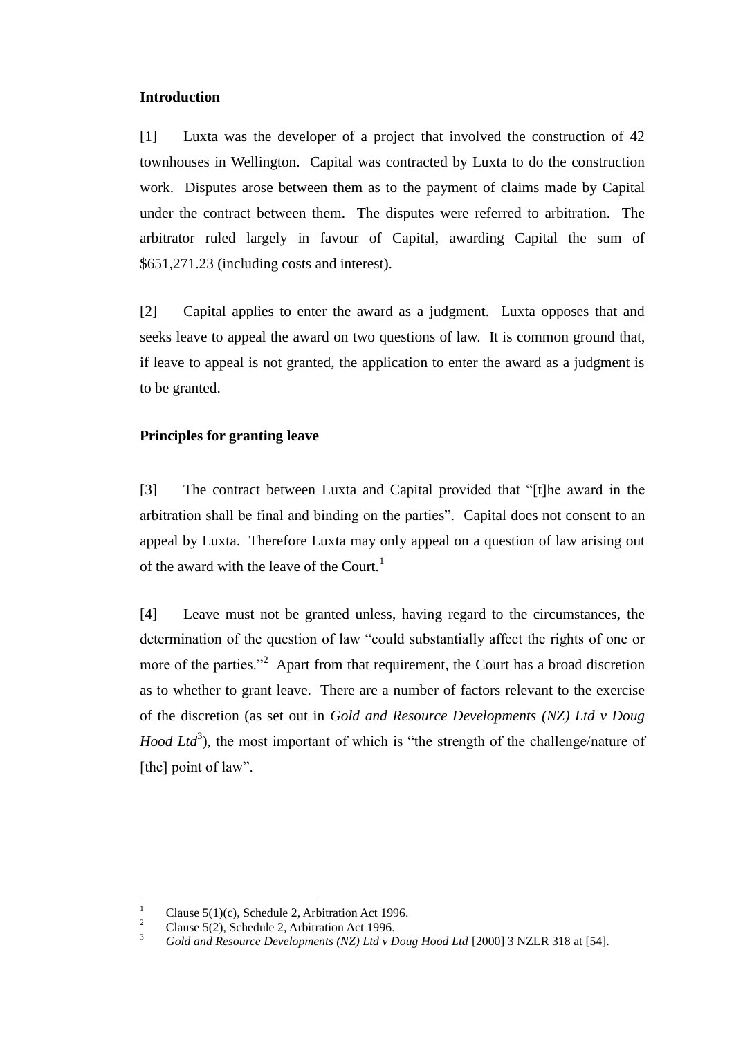## Introduction

[1] Luxta was the developer of a project that involved the construction of 42 townhouses in Wellington. Capital was contracted by Luxta to do the construction work. Disputes arose between them as to the payment of claims made by Capital under the contract between them. The disputes were referred to arbitration. The arbitrator ruled largely in favour of Capital, awarding Capital the sum of $651,271.23 (including costs and interest).

[2] Capital applies to enter the award as a judgment. Luxta opposes that and seeks leave to appeal the award on two questions of law. It is common ground that, if leave to appeal is not granted, the application to enter the award as a judgment is to be granted.

## Principles for granting leave

[3] The contract between Luxta and Capital provided that "[t]he award in the arbitration shall be final and binding on the parties". Capital does not consent to an appeal by Luxta. Therefore Luxta may only appeal on a question of law arising out of the award with the leave of the Court.[1]

[4] Leave must not be granted unless, having regard to the circumstances, the determination of the question of law "could substantially affect the rights of one or more of the parties."[2] Apart from that requirement, the Court has a broad discretion as to whether to grant leave. There are a number of factors relevant to the exercise of the discretion (as set out in *Gold and Resource Developments (NZ) Ltd v Doug Hood Ltd*[3]), the most important of which is "the strength of the challenge/nature of [the] point of law".

---

[1] Clause 5(1)(c), Schedule 2, Arbitration Act 1996.

[2] Clause 5(2), Schedule 2, Arbitration Act 1996.

[3] *Gold and Resource Developments (NZ) Ltd v Doug Hood Ltd* [2000] 3 NZLR 318 at [54].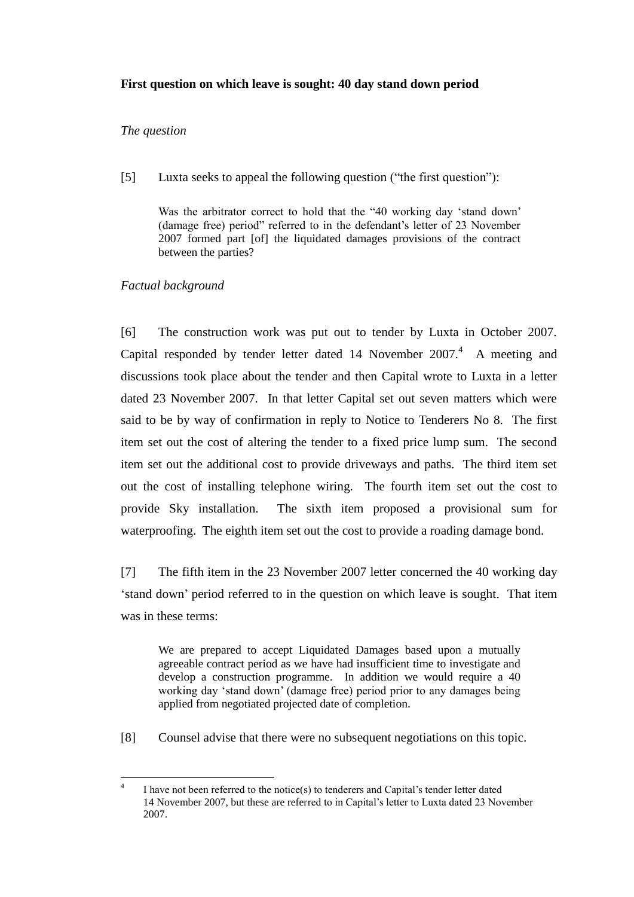**First question on which leave is sought: 40 day stand down period**

*The question*

[5] Luxta seeks to appeal the following question ("the first question"):

> Was the arbitrator correct to hold that the "40 working day 'stand down' (damage free) period" referred to in the defendant's letter of 23 November 2007 formed part [of] the liquidated damages provisions of the contract between the parties?

*Factual background*

[6] The construction work was put out to tender by Luxta in October 2007. Capital responded by tender letter dated 14 November 2007.[4] A meeting and discussions took place about the tender and then Capital wrote to Luxta in a letter dated 23 November 2007. In that letter Capital set out seven matters which were said to be by way of confirmation in reply to Notice to Tenderers No 8. The first item set out the cost of altering the tender to a fixed price lump sum. The second item set out the additional cost to provide driveways and paths. The third item set out the cost of installing telephone wiring. The fourth item set out the cost to provide Sky installation. The sixth item proposed a provisional sum for waterproofing. The eighth item set out the cost to provide a roading damage bond.

[7] The fifth item in the 23 November 2007 letter concerned the 40 working day 'stand down' period referred to in the question on which leave is sought. That item was in these terms:

> We are prepared to accept Liquidated Damages based upon a mutually agreeable contract period as we have had insufficient time to investigate and develop a construction programme. In addition we would require a 40 working day 'stand down' (damage free) period prior to any damages being applied from negotiated projected date of completion.

[8] Counsel advise that there were no subsequent negotiations on this topic.

---

[4] I have not been referred to the notice(s) to tenderers and Capital's tender letter dated 14 November 2007, but these are referred to in Capital's letter to Luxta dated 23 November 2007.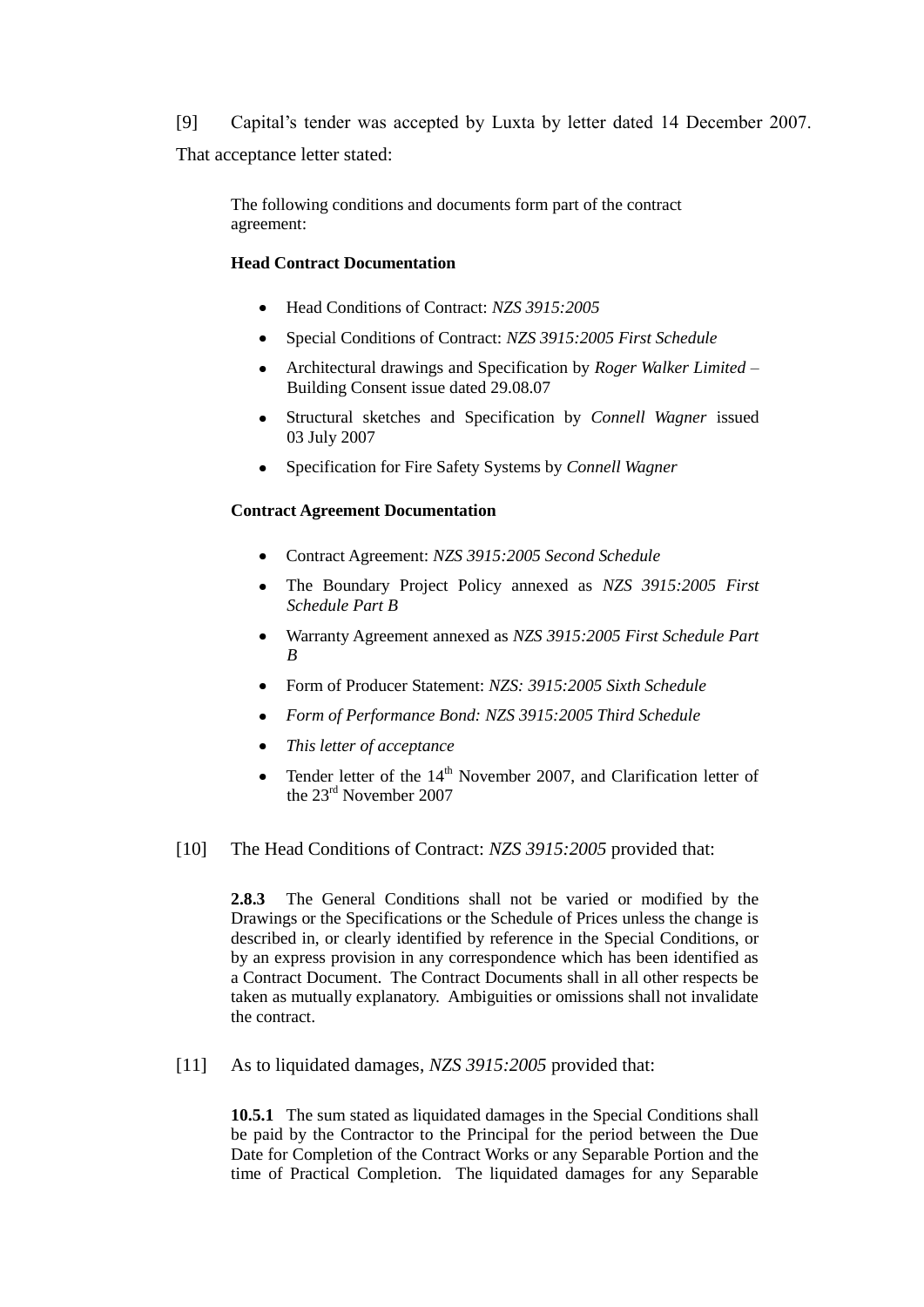[9] Capital's tender was accepted by Luxta by letter dated 14 December 2007. That acceptance letter stated:

> The following conditions and documents form part of the contract agreement:
>
> **Head Contract Documentation**
>
> - Head Conditions of Contract: *NZS 3915:2005*
> - Special Conditions of Contract: *NZS 3915:2005 First Schedule*
> - Architectural drawings and Specification by *Roger Walker Limited* – Building Consent issue dated 29.08.07
> - Structural sketches and Specification by *Connell Wagner* issued 03 July 2007
> - Specification for Fire Safety Systems by *Connell Wagner*
>
> **Contract Agreement Documentation**
>
> - Contract Agreement: *NZS 3915:2005 Second Schedule*
> - The Boundary Project Policy annexed as *NZS 3915:2005 First Schedule Part B*
> - Warranty Agreement annexed as *NZS 3915:2005 First Schedule Part B*
> - Form of Producer Statement: *NZS: 3915:2005 Sixth Schedule*
> - *Form of Performance Bond: NZS 3915:2005 Third Schedule*
> - *This letter of acceptance*
> - Tender letter of the 14th November 2007, and Clarification letter of the 23rd November 2007

[10] The Head Conditions of Contract: *NZS 3915:2005* provided that:

> **2.8.3** The General Conditions shall not be varied or modified by the Drawings or the Specifications or the Schedule of Prices unless the change is described in, or clearly identified by reference in the Special Conditions, or by an express provision in any correspondence which has been identified as a Contract Document. The Contract Documents shall in all other respects be taken as mutually explanatory. Ambiguities or omissions shall not invalidate the contract.

[11] As to liquidated damages, *NZS 3915:2005* provided that:

> **10.5.1** The sum stated as liquidated damages in the Special Conditions shall be paid by the Contractor to the Principal for the period between the Due Date for Completion of the Contract Works or any Separable Portion and the time of Practical Completion. The liquidated damages for any Separable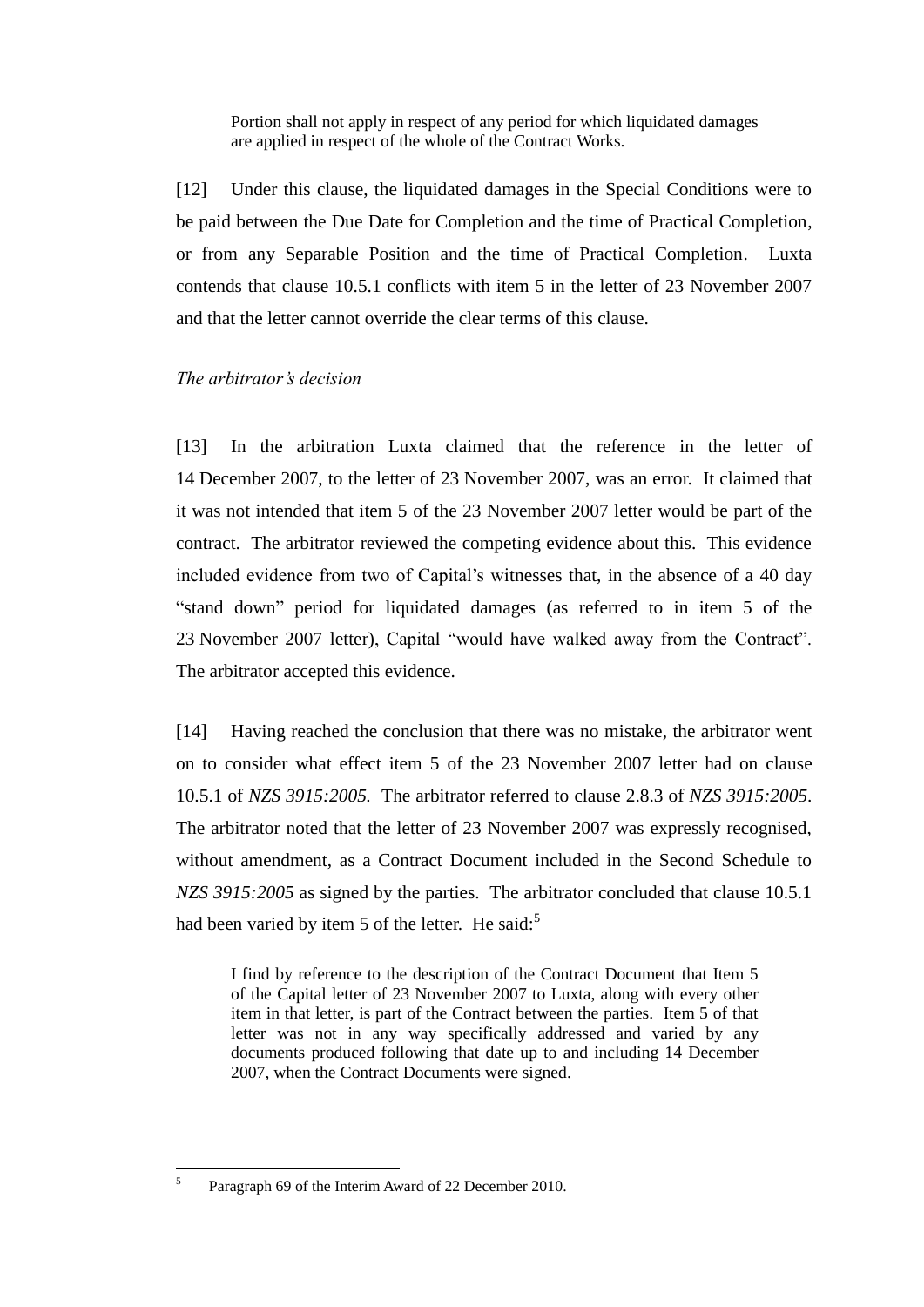> Portion shall not apply in respect of any period for which liquidated damages are applied in respect of the whole of the Contract Works.

[12] Under this clause, the liquidated damages in the Special Conditions were to be paid between the Due Date for Completion and the time of Practical Completion, or from any Separable Position and the time of Practical Completion. Luxta contends that clause 10.5.1 conflicts with item 5 in the letter of 23 November 2007 and that the letter cannot override the clear terms of this clause.

*The arbitrator's decision*

[13] In the arbitration Luxta claimed that the reference in the letter of 14 December 2007, to the letter of 23 November 2007, was an error. It claimed that it was not intended that item 5 of the 23 November 2007 letter would be part of the contract. The arbitrator reviewed the competing evidence about this. This evidence included evidence from two of Capital's witnesses that, in the absence of a 40 day "stand down" period for liquidated damages (as referred to in item 5 of the 23 November 2007 letter), Capital "would have walked away from the Contract". The arbitrator accepted this evidence.

[14] Having reached the conclusion that there was no mistake, the arbitrator went on to consider what effect item 5 of the 23 November 2007 letter had on clause 10.5.1 of *NZS 3915:2005.* The arbitrator referred to clause 2.8.3 of *NZS 3915:2005.* The arbitrator noted that the letter of 23 November 2007 was expressly recognised, without amendment, as a Contract Document included in the Second Schedule to *NZS 3915:2005* as signed by the parties. The arbitrator concluded that clause 10.5.1 had been varied by item 5 of the letter. He said:[5]

> I find by reference to the description of the Contract Document that Item 5 of the Capital letter of 23 November 2007 to Luxta, along with every other item in that letter, is part of the Contract between the parties. Item 5 of that letter was not in any way specifically addressed and varied by any documents produced following that date up to and including 14 December 2007, when the Contract Documents were signed.

---

[5] Paragraph 69 of the Interim Award of 22 December 2010.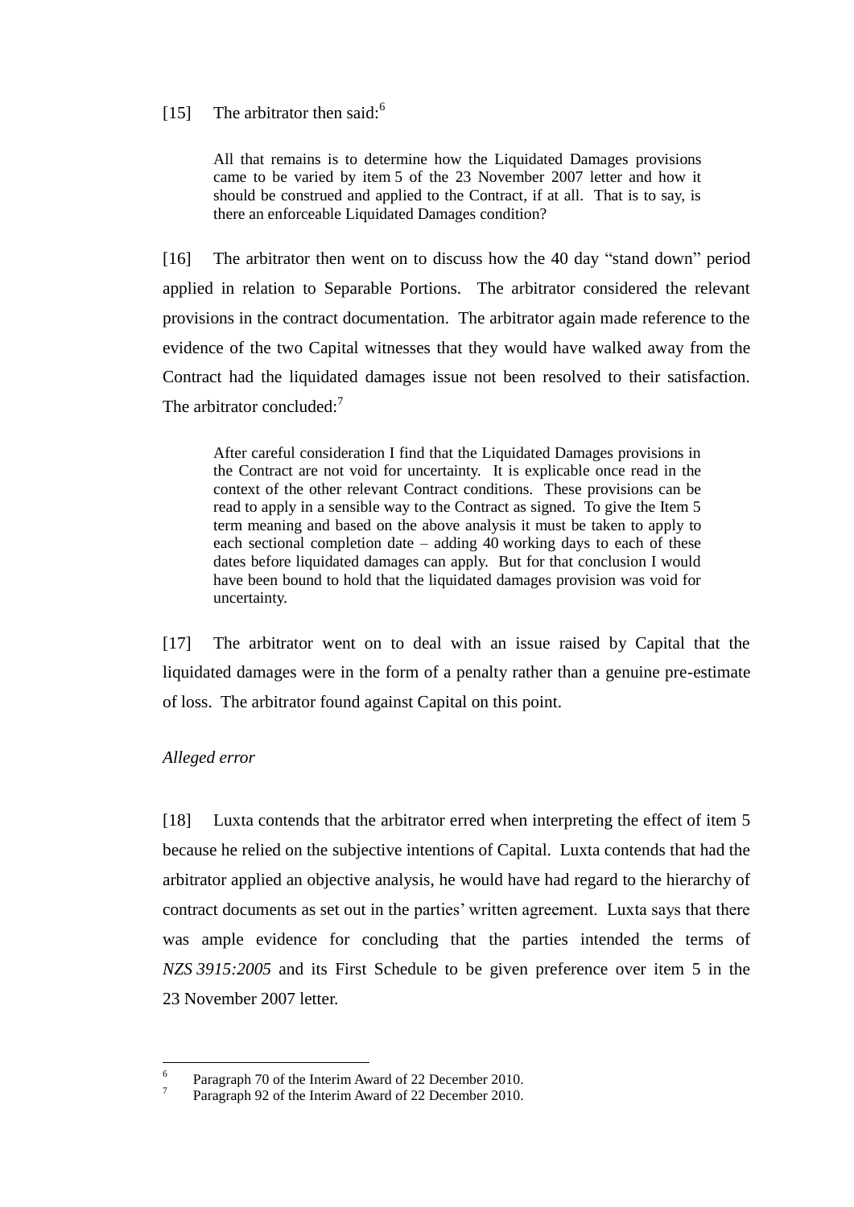[15] The arbitrator then said:[6]

> All that remains is to determine how the Liquidated Damages provisions came to be varied by item 5 of the 23 November 2007 letter and how it should be construed and applied to the Contract, if at all. That is to say, is there an enforceable Liquidated Damages condition?

[16] The arbitrator then went on to discuss how the 40 day "stand down" period applied in relation to Separable Portions. The arbitrator considered the relevant provisions in the contract documentation. The arbitrator again made reference to the evidence of the two Capital witnesses that they would have walked away from the Contract had the liquidated damages issue not been resolved to their satisfaction. The arbitrator concluded:[7]

> After careful consideration I find that the Liquidated Damages provisions in the Contract are not void for uncertainty. It is explicable once read in the context of the other relevant Contract conditions. These provisions can be read to apply in a sensible way to the Contract as signed. To give the Item 5 term meaning and based on the above analysis it must be taken to apply to each sectional completion date – adding 40 working days to each of these dates before liquidated damages can apply. But for that conclusion I would have been bound to hold that the liquidated damages provision was void for uncertainty.

[17] The arbitrator went on to deal with an issue raised by Capital that the liquidated damages were in the form of a penalty rather than a genuine pre-estimate of loss. The arbitrator found against Capital on this point.

*Alleged error*

[18] Luxta contends that the arbitrator erred when interpreting the effect of item 5 because he relied on the subjective intentions of Capital. Luxta contends that had the arbitrator applied an objective analysis, he would have had regard to the hierarchy of contract documents as set out in the parties' written agreement. Luxta says that there was ample evidence for concluding that the parties intended the terms of *NZS 3915:2005* and its First Schedule to be given preference over item 5 in the 23 November 2007 letter.

---

[6] Paragraph 70 of the Interim Award of 22 December 2010.
[7] Paragraph 92 of the Interim Award of 22 December 2010.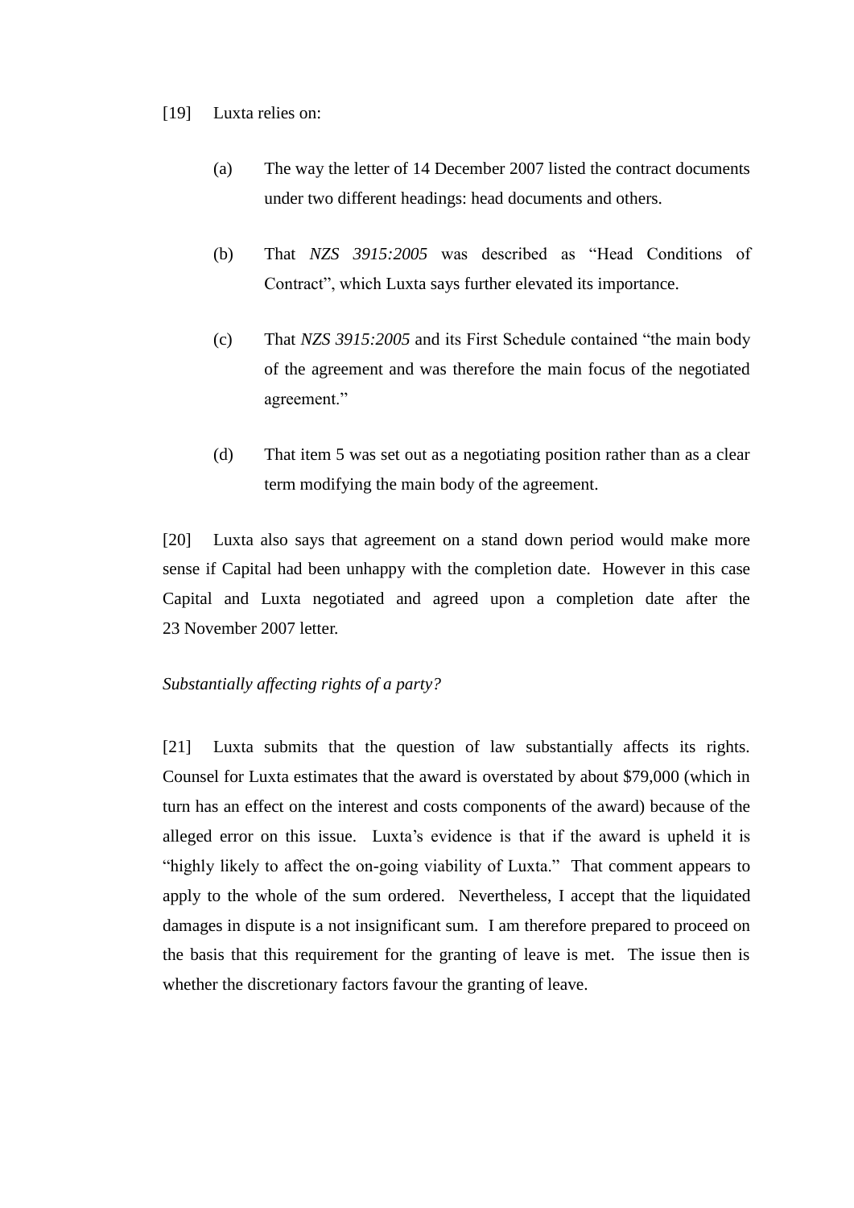[19] Luxta relies on:

(a) The way the letter of 14 December 2007 listed the contract documents under two different headings: head documents and others.

(b) That *NZS 3915:2005* was described as "Head Conditions of Contract", which Luxta says further elevated its importance.

(c) That *NZS 3915:2005* and its First Schedule contained "the main body of the agreement and was therefore the main focus of the negotiated agreement."

(d) That item 5 was set out as a negotiating position rather than as a clear term modifying the main body of the agreement.

[20] Luxta also says that agreement on a stand down period would make more sense if Capital had been unhappy with the completion date. However in this case Capital and Luxta negotiated and agreed upon a completion date after the 23 November 2007 letter.

*Substantially affecting rights of a party?*

[21] Luxta submits that the question of law substantially affects its rights. Counsel for Luxta estimates that the award is overstated by about $79,000 (which in turn has an effect on the interest and costs components of the award) because of the alleged error on this issue. Luxta's evidence is that if the award is upheld it is "highly likely to affect the on-going viability of Luxta." That comment appears to apply to the whole of the sum ordered. Nevertheless, I accept that the liquidated damages in dispute is a not insignificant sum. I am therefore prepared to proceed on the basis that this requirement for the granting of leave is met. The issue then is whether the discretionary factors favour the granting of leave.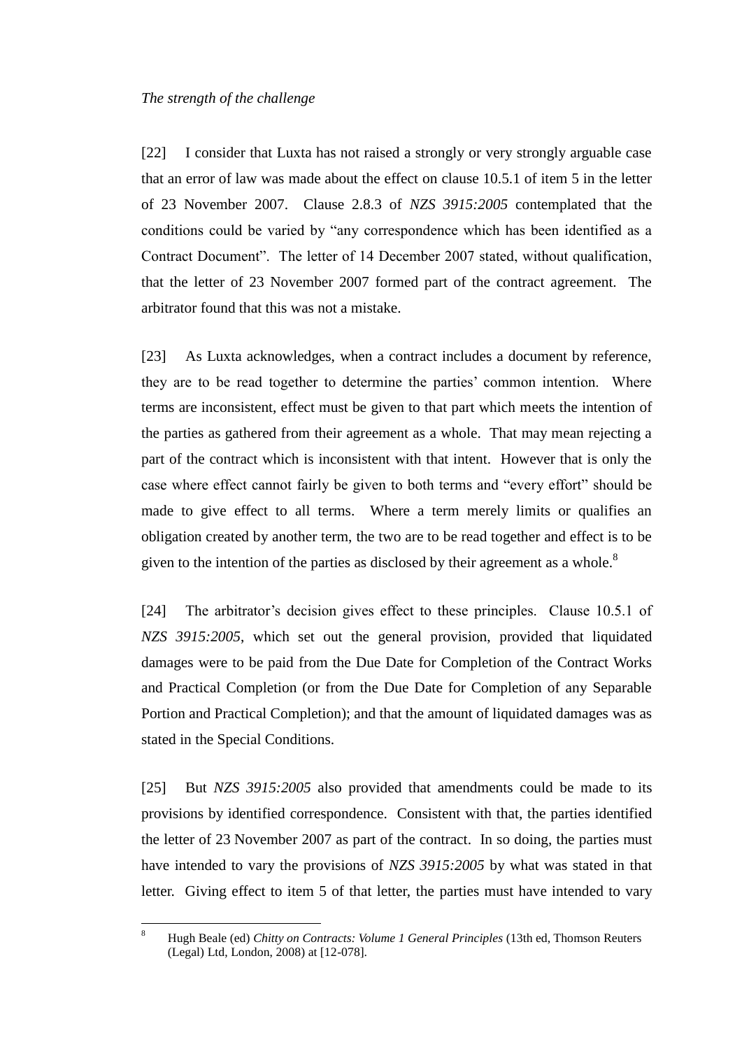*The strength of the challenge*

[22] I consider that Luxta has not raised a strongly or very strongly arguable case that an error of law was made about the effect on clause 10.5.1 of item 5 in the letter of 23 November 2007. Clause 2.8.3 of *NZS 3915:2005* contemplated that the conditions could be varied by "any correspondence which has been identified as a Contract Document". The letter of 14 December 2007 stated, without qualification, that the letter of 23 November 2007 formed part of the contract agreement. The arbitrator found that this was not a mistake.

[23] As Luxta acknowledges, when a contract includes a document by reference, they are to be read together to determine the parties' common intention. Where terms are inconsistent, effect must be given to that part which meets the intention of the parties as gathered from their agreement as a whole. That may mean rejecting a part of the contract which is inconsistent with that intent. However that is only the case where effect cannot fairly be given to both terms and "every effort" should be made to give effect to all terms. Where a term merely limits or qualifies an obligation created by another term, the two are to be read together and effect is to be given to the intention of the parties as disclosed by their agreement as a whole.[8]

[24] The arbitrator's decision gives effect to these principles. Clause 10.5.1 of *NZS 3915:2005*, which set out the general provision, provided that liquidated damages were to be paid from the Due Date for Completion of the Contract Works and Practical Completion (or from the Due Date for Completion of any Separable Portion and Practical Completion); and that the amount of liquidated damages was as stated in the Special Conditions.

[25] But *NZS 3915:2005* also provided that amendments could be made to its provisions by identified correspondence. Consistent with that, the parties identified the letter of 23 November 2007 as part of the contract. In so doing, the parties must have intended to vary the provisions of *NZS 3915:2005* by what was stated in that letter. Giving effect to item 5 of that letter, the parties must have intended to vary

---

[8] Hugh Beale (ed) *Chitty on Contracts: Volume 1 General Principles* (13th ed, Thomson Reuters (Legal) Ltd, London, 2008) at [12-078].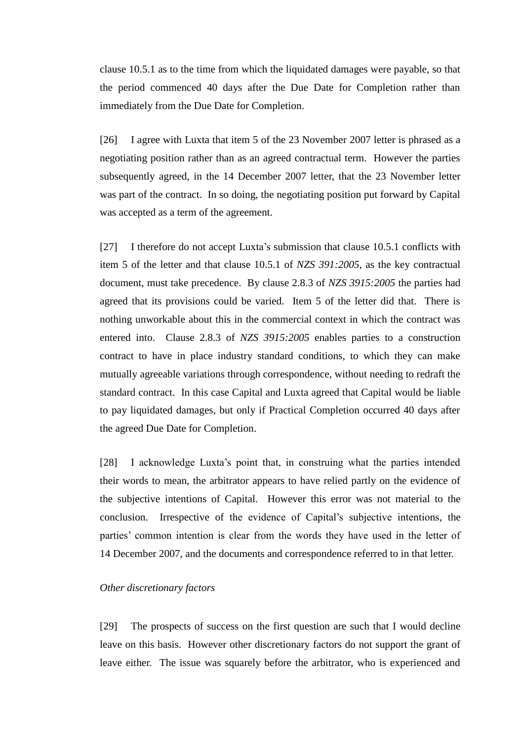clause 10.5.1 as to the time from which the liquidated damages were payable, so that the period commenced 40 days after the Due Date for Completion rather than immediately from the Due Date for Completion.

[26] I agree with Luxta that item 5 of the 23 November 2007 letter is phrased as a negotiating position rather than as an agreed contractual term. However the parties subsequently agreed, in the 14 December 2007 letter, that the 23 November letter was part of the contract. In so doing, the negotiating position put forward by Capital was accepted as a term of the agreement.

[27] I therefore do not accept Luxta's submission that clause 10.5.1 conflicts with item 5 of the letter and that clause 10.5.1 of *NZS 391:2005*, as the key contractual document, must take precedence. By clause 2.8.3 of *NZS 3915:2005* the parties had agreed that its provisions could be varied. Item 5 of the letter did that. There is nothing unworkable about this in the commercial context in which the contract was entered into. Clause 2.8.3 of *NZS 3915:2005* enables parties to a construction contract to have in place industry standard conditions, to which they can make mutually agreeable variations through correspondence, without needing to redraft the standard contract. In this case Capital and Luxta agreed that Capital would be liable to pay liquidated damages, but only if Practical Completion occurred 40 days after the agreed Due Date for Completion.

[28] I acknowledge Luxta's point that, in construing what the parties intended their words to mean, the arbitrator appears to have relied partly on the evidence of the subjective intentions of Capital. However this error was not material to the conclusion. Irrespective of the evidence of Capital's subjective intentions, the parties' common intention is clear from the words they have used in the letter of 14 December 2007, and the documents and correspondence referred to in that letter.

*Other discretionary factors*

[29] The prospects of success on the first question are such that I would decline leave on this basis. However other discretionary factors do not support the grant of leave either. The issue was squarely before the arbitrator, who is experienced and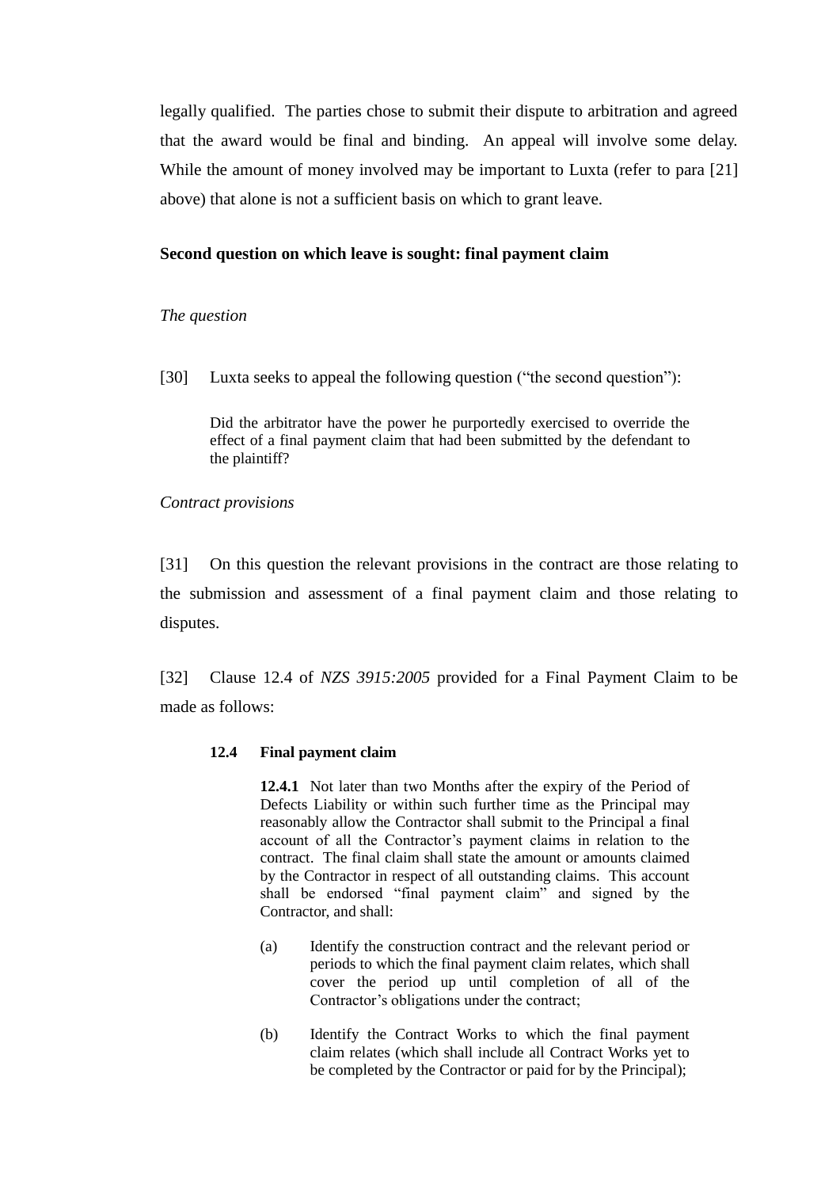legally qualified. The parties chose to submit their dispute to arbitration and agreed that the award would be final and binding. An appeal will involve some delay. While the amount of money involved may be important to Luxta (refer to para [21] above) that alone is not a sufficient basis on which to grant leave.

### Second question on which leave is sought: final payment claim

*The question*

[30] Luxta seeks to appeal the following question ("the second question"):

> Did the arbitrator have the power he purportedly exercised to override the effect of a final payment claim that had been submitted by the defendant to the plaintiff?

*Contract provisions*

[31] On this question the relevant provisions in the contract are those relating to the submission and assessment of a final payment claim and those relating to disputes.

[32] Clause 12.4 of *NZS 3915:2005* provided for a Final Payment Claim to be made as follows:

> **12.4 Final payment claim**
>
> **12.4.1** Not later than two Months after the expiry of the Period of Defects Liability or within such further time as the Principal may reasonably allow the Contractor shall submit to the Principal a final account of all the Contractor's payment claims in relation to the contract. The final claim shall state the amount or amounts claimed by the Contractor in respect of all outstanding claims. This account shall be endorsed "final payment claim" and signed by the Contractor, and shall:
>
> (a) Identify the construction contract and the relevant period or periods to which the final payment claim relates, which shall cover the period up until completion of all of the Contractor's obligations under the contract;
>
> (b) Identify the Contract Works to which the final payment claim relates (which shall include all Contract Works yet to be completed by the Contractor or paid for by the Principal);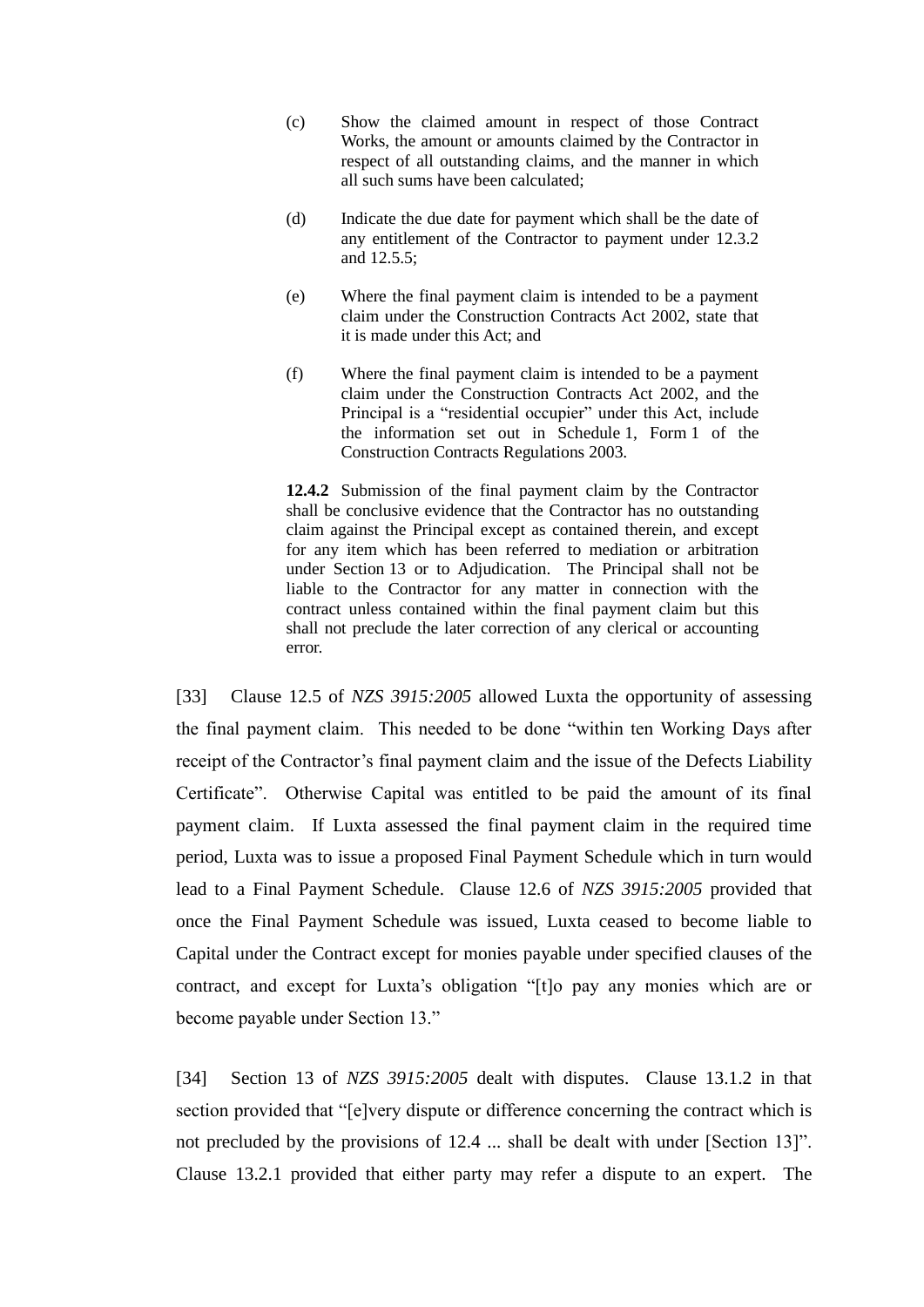> (c) Show the claimed amount in respect of those Contract Works, the amount or amounts claimed by the Contractor in respect of all outstanding claims, and the manner in which all such sums have been calculated;
>
> (d) Indicate the due date for payment which shall be the date of any entitlement of the Contractor to payment under 12.3.2 and 12.5.5;
>
> (e) Where the final payment claim is intended to be a payment claim under the Construction Contracts Act 2002, state that it is made under this Act; and
>
> (f) Where the final payment claim is intended to be a payment claim under the Construction Contracts Act 2002, and the Principal is a "residential occupier" under this Act, include the information set out in Schedule 1, Form 1 of the Construction Contracts Regulations 2003.
>
> **12.4.2** Submission of the final payment claim by the Contractor shall be conclusive evidence that the Contractor has no outstanding claim against the Principal except as contained therein, and except for any item which has been referred to mediation or arbitration under Section 13 or to Adjudication. The Principal shall not be liable to the Contractor for any matter in connection with the contract unless contained within the final payment claim but this shall not preclude the later correction of any clerical or accounting error.

[33] Clause 12.5 of *NZS 3915:2005* allowed Luxta the opportunity of assessing the final payment claim. This needed to be done "within ten Working Days after receipt of the Contractor's final payment claim and the issue of the Defects Liability Certificate". Otherwise Capital was entitled to be paid the amount of its final payment claim. If Luxta assessed the final payment claim in the required time period, Luxta was to issue a proposed Final Payment Schedule which in turn would lead to a Final Payment Schedule. Clause 12.6 of *NZS 3915:2005* provided that once the Final Payment Schedule was issued, Luxta ceased to become liable to Capital under the Contract except for monies payable under specified clauses of the contract, and except for Luxta's obligation "[t]o pay any monies which are or become payable under Section 13."

[34] Section 13 of *NZS 3915:2005* dealt with disputes. Clause 13.1.2 in that section provided that "[e]very dispute or difference concerning the contract which is not precluded by the provisions of 12.4 ... shall be dealt with under [Section 13]". Clause 13.2.1 provided that either party may refer a dispute to an expert. The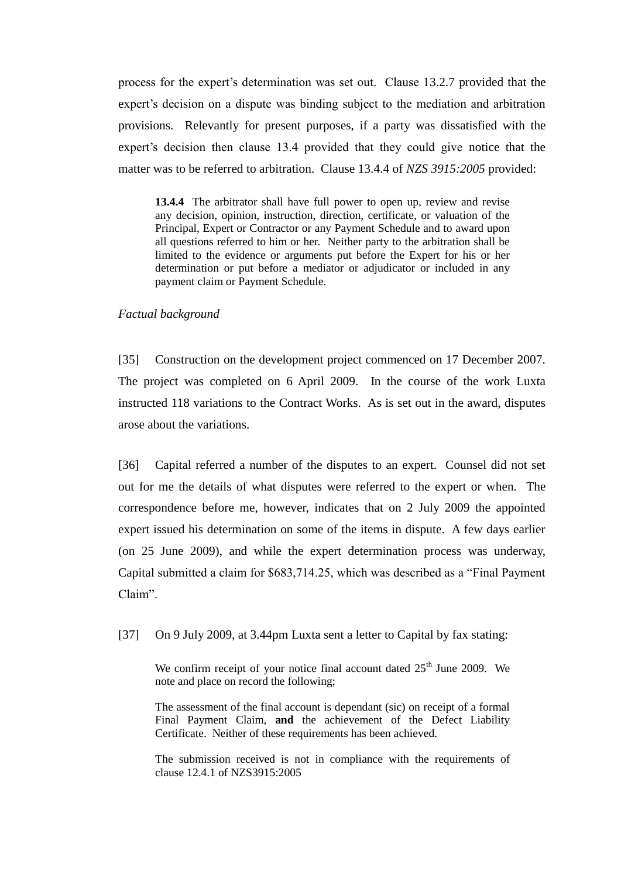process for the expert's determination was set out. Clause 13.2.7 provided that the expert's decision on a dispute was binding subject to the mediation and arbitration provisions. Relevantly for present purposes, if a party was dissatisfied with the expert's decision then clause 13.4 provided that they could give notice that the matter was to be referred to arbitration. Clause 13.4.4 of *NZS 3915:2005* provided:

> **13.4.4** The arbitrator shall have full power to open up, review and revise any decision, opinion, instruction, direction, certificate, or valuation of the Principal, Expert or Contractor or any Payment Schedule and to award upon all questions referred to him or her. Neither party to the arbitration shall be limited to the evidence or arguments put before the Expert for his or her determination or put before a mediator or adjudicator or included in any payment claim or Payment Schedule.

*Factual background*

[35] Construction on the development project commenced on 17 December 2007. The project was completed on 6 April 2009. In the course of the work Luxta instructed 118 variations to the Contract Works. As is set out in the award, disputes arose about the variations.

[36] Capital referred a number of the disputes to an expert. Counsel did not set out for me the details of what disputes were referred to the expert or when. The correspondence before me, however, indicates that on 2 July 2009 the appointed expert issued his determination on some of the items in dispute. A few days earlier (on 25 June 2009), and while the expert determination process was underway, Capital submitted a claim for $683,714.25, which was described as a "Final Payment Claim".

[37] On 9 July 2009, at 3.44pm Luxta sent a letter to Capital by fax stating:

> We confirm receipt of your notice final account dated 25th June 2009. We note and place on record the following;
>
> The assessment of the final account is dependant (sic) on receipt of a formal Final Payment Claim, **and** the achievement of the Defect Liability Certificate. Neither of these requirements has been achieved.
>
> The submission received is not in compliance with the requirements of clause 12.4.1 of NZS3915:2005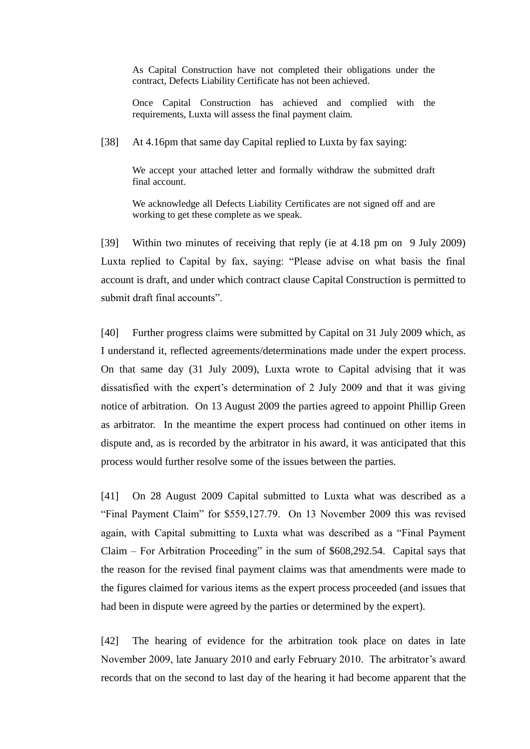> As Capital Construction have not completed their obligations under the contract, Defects Liability Certificate has not been achieved.
>
> Once Capital Construction has achieved and complied with the requirements, Luxta will assess the final payment claim.

[38] At 4.16pm that same day Capital replied to Luxta by fax saying:

> We accept your attached letter and formally withdraw the submitted draft final account.
>
> We acknowledge all Defects Liability Certificates are not signed off and are working to get these complete as we speak.

[39] Within two minutes of receiving that reply (ie at 4.18 pm on 9 July 2009) Luxta replied to Capital by fax, saying: "Please advise on what basis the final account is draft, and under which contract clause Capital Construction is permitted to submit draft final accounts".

[40] Further progress claims were submitted by Capital on 31 July 2009 which, as I understand it, reflected agreements/determinations made under the expert process. On that same day (31 July 2009), Luxta wrote to Capital advising that it was dissatisfied with the expert's determination of 2 July 2009 and that it was giving notice of arbitration. On 13 August 2009 the parties agreed to appoint Phillip Green as arbitrator. In the meantime the expert process had continued on other items in dispute and, as is recorded by the arbitrator in his award, it was anticipated that this process would further resolve some of the issues between the parties.

[41] On 28 August 2009 Capital submitted to Luxta what was described as a "Final Payment Claim" for $559,127.79. On 13 November 2009 this was revised again, with Capital submitting to Luxta what was described as a "Final Payment Claim – For Arbitration Proceeding" in the sum of $608,292.54. Capital says that the reason for the revised final payment claims was that amendments were made to the figures claimed for various items as the expert process proceeded (and issues that had been in dispute were agreed by the parties or determined by the expert).

[42] The hearing of evidence for the arbitration took place on dates in late November 2009, late January 2010 and early February 2010. The arbitrator's award records that on the second to last day of the hearing it had become apparent that the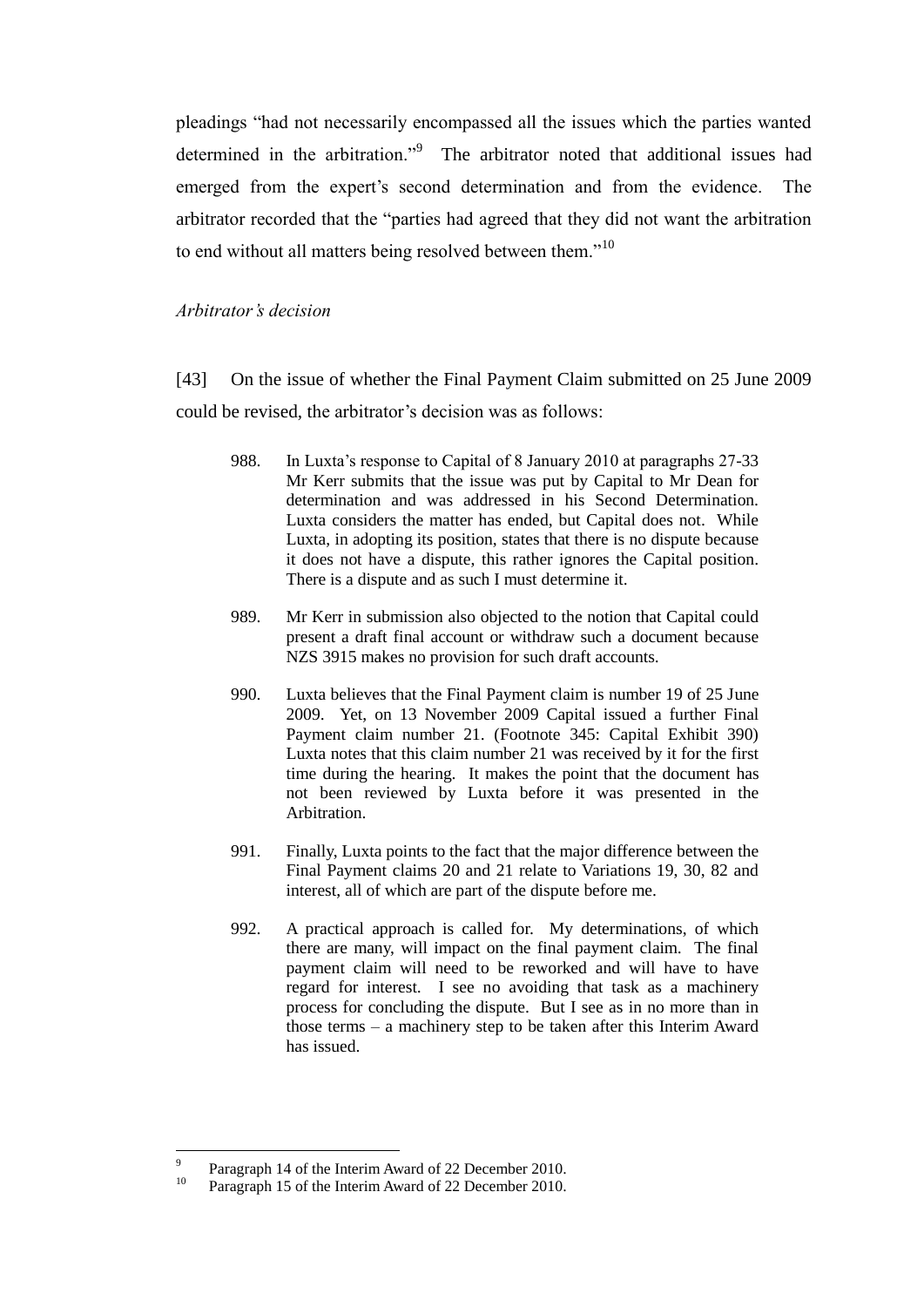pleadings "had not necessarily encompassed all the issues which the parties wanted determined in the arbitration."[9] The arbitrator noted that additional issues had emerged from the expert's second determination and from the evidence. The arbitrator recorded that the "parties had agreed that they did not want the arbitration to end without all matters being resolved between them."[10]

*Arbitrator's decision*

[43] On the issue of whether the Final Payment Claim submitted on 25 June 2009 could be revised, the arbitrator's decision was as follows:

> 988. In Luxta's response to Capital of 8 January 2010 at paragraphs 27-33 Mr Kerr submits that the issue was put by Capital to Mr Dean for determination and was addressed in his Second Determination. Luxta considers the matter has ended, but Capital does not. While Luxta, in adopting its position, states that there is no dispute because it does not have a dispute, this rather ignores the Capital position. There is a dispute and as such I must determine it.
>
> 989. Mr Kerr in submission also objected to the notion that Capital could present a draft final account or withdraw such a document because NZS 3915 makes no provision for such draft accounts.
>
> 990. Luxta believes that the Final Payment claim is number 19 of 25 June 2009. Yet, on 13 November 2009 Capital issued a further Final Payment claim number 21. (Footnote 345: Capital Exhibit 390) Luxta notes that this claim number 21 was received by it for the first time during the hearing. It makes the point that the document has not been reviewed by Luxta before it was presented in the Arbitration.
>
> 991. Finally, Luxta points to the fact that the major difference between the Final Payment claims 20 and 21 relate to Variations 19, 30, 82 and interest, all of which are part of the dispute before me.
>
> 992. A practical approach is called for. My determinations, of which there are many, will impact on the final payment claim. The final payment claim will need to be reworked and will have to have regard for interest. I see no avoiding that task as a machinery process for concluding the dispute. But I see as in no more than in those terms – a machinery step to be taken after this Interim Award has issued.

---

[9] Paragraph 14 of the Interim Award of 22 December 2010.

[10] Paragraph 15 of the Interim Award of 22 December 2010.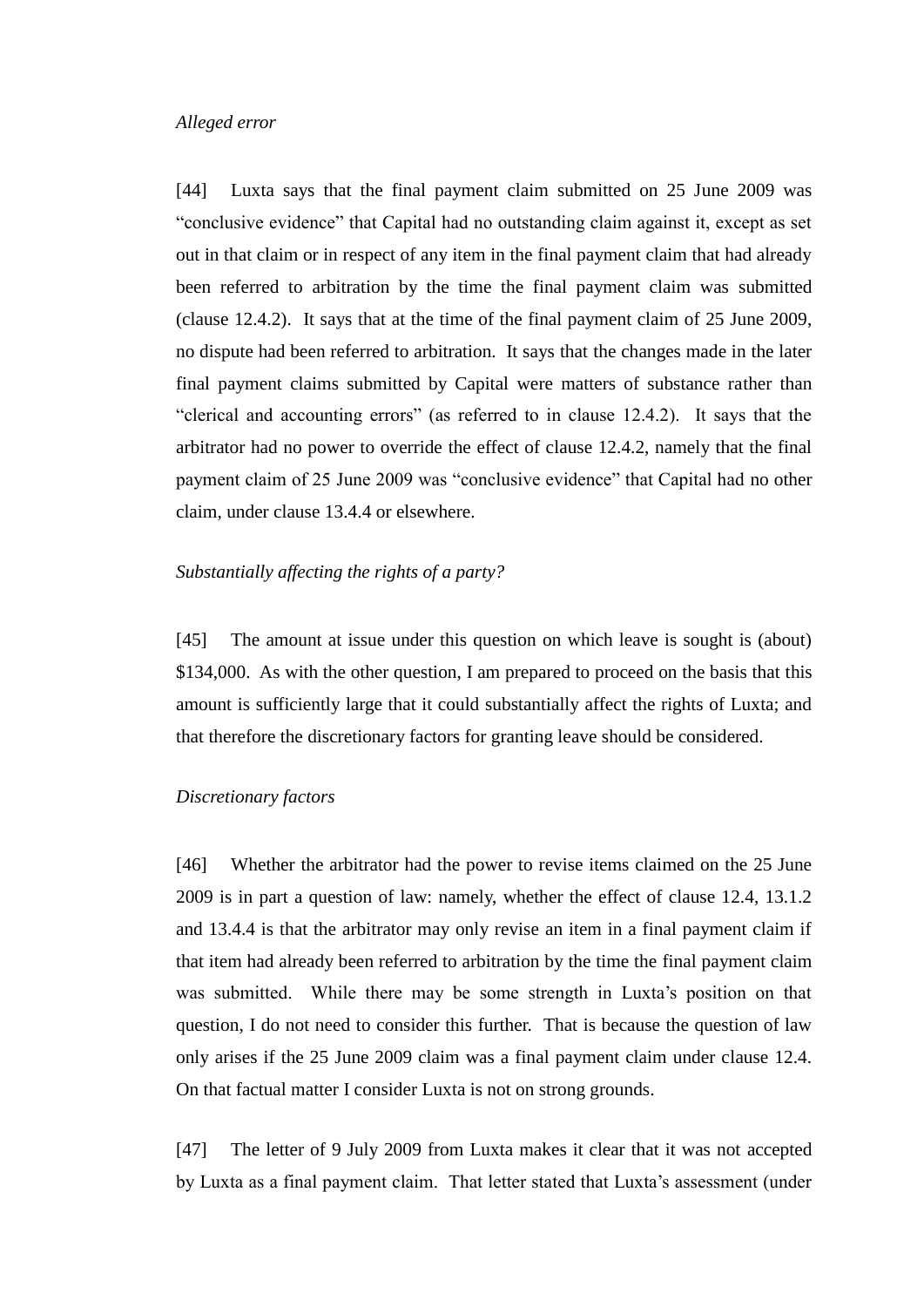*Alleged error*

[44] Luxta says that the final payment claim submitted on 25 June 2009 was "conclusive evidence" that Capital had no outstanding claim against it, except as set out in that claim or in respect of any item in the final payment claim that had already been referred to arbitration by the time the final payment claim was submitted (clause 12.4.2). It says that at the time of the final payment claim of 25 June 2009, no dispute had been referred to arbitration. It says that the changes made in the later final payment claims submitted by Capital were matters of substance rather than "clerical and accounting errors" (as referred to in clause 12.4.2). It says that the arbitrator had no power to override the effect of clause 12.4.2, namely that the final payment claim of 25 June 2009 was "conclusive evidence" that Capital had no other claim, under clause 13.4.4 or elsewhere.

*Substantially affecting the rights of a party?*

[45] The amount at issue under this question on which leave is sought is (about) \$134,000. As with the other question, I am prepared to proceed on the basis that this amount is sufficiently large that it could substantially affect the rights of Luxta; and that therefore the discretionary factors for granting leave should be considered.

*Discretionary factors*

[46] Whether the arbitrator had the power to revise items claimed on the 25 June 2009 is in part a question of law: namely, whether the effect of clause 12.4, 13.1.2 and 13.4.4 is that the arbitrator may only revise an item in a final payment claim if that item had already been referred to arbitration by the time the final payment claim was submitted. While there may be some strength in Luxta's position on that question, I do not need to consider this further. That is because the question of law only arises if the 25 June 2009 claim was a final payment claim under clause 12.4. On that factual matter I consider Luxta is not on strong grounds.

[47] The letter of 9 July 2009 from Luxta makes it clear that it was not accepted by Luxta as a final payment claim. That letter stated that Luxta's assessment (under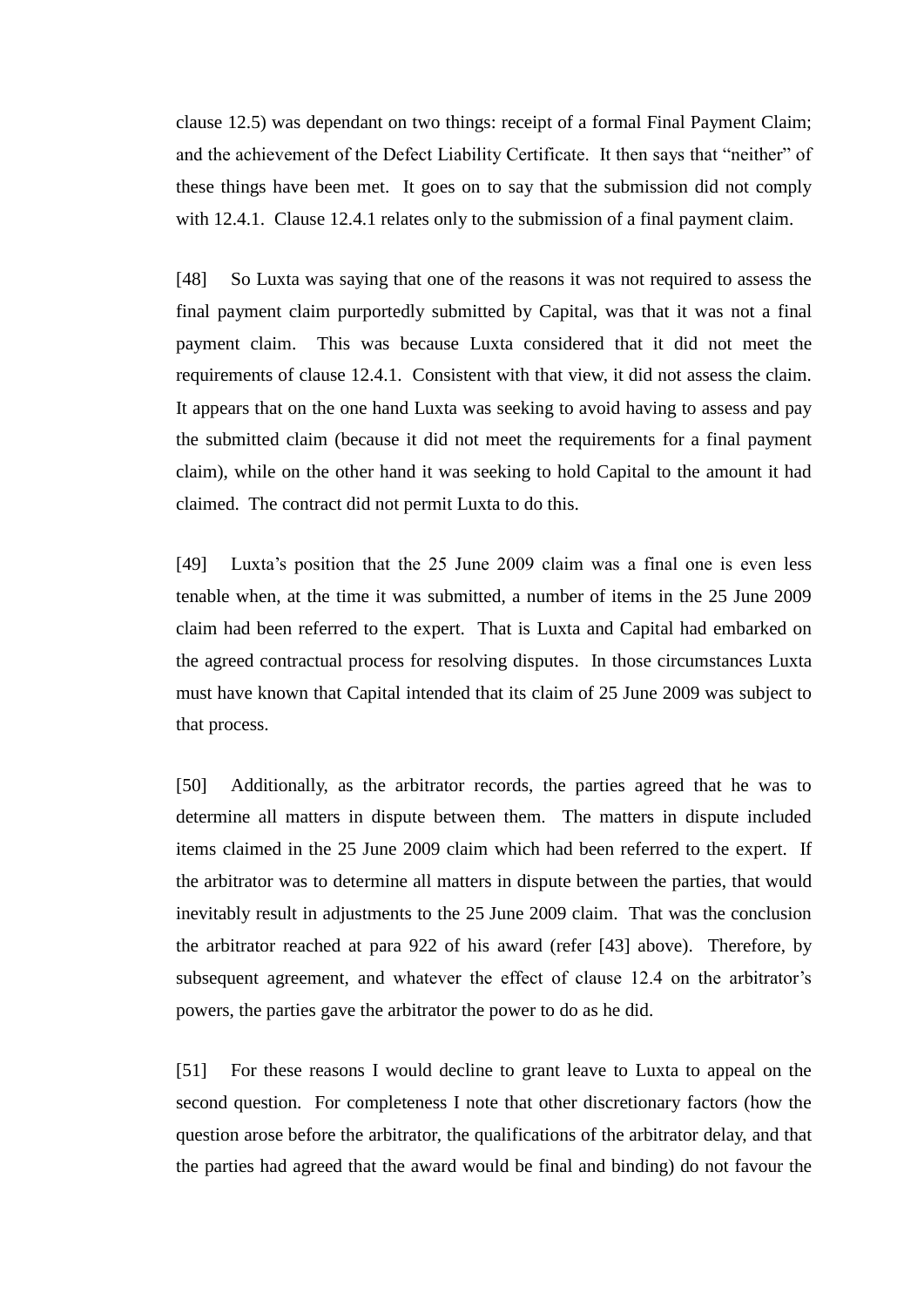clause 12.5) was dependant on two things: receipt of a formal Final Payment Claim; and the achievement of the Defect Liability Certificate. It then says that "neither" of these things have been met. It goes on to say that the submission did not comply with 12.4.1. Clause 12.4.1 relates only to the submission of a final payment claim.

[48] So Luxta was saying that one of the reasons it was not required to assess the final payment claim purportedly submitted by Capital, was that it was not a final payment claim. This was because Luxta considered that it did not meet the requirements of clause 12.4.1. Consistent with that view, it did not assess the claim. It appears that on the one hand Luxta was seeking to avoid having to assess and pay the submitted claim (because it did not meet the requirements for a final payment claim), while on the other hand it was seeking to hold Capital to the amount it had claimed. The contract did not permit Luxta to do this.

[49] Luxta's position that the 25 June 2009 claim was a final one is even less tenable when, at the time it was submitted, a number of items in the 25 June 2009 claim had been referred to the expert. That is Luxta and Capital had embarked on the agreed contractual process for resolving disputes. In those circumstances Luxta must have known that Capital intended that its claim of 25 June 2009 was subject to that process.

[50] Additionally, as the arbitrator records, the parties agreed that he was to determine all matters in dispute between them. The matters in dispute included items claimed in the 25 June 2009 claim which had been referred to the expert. If the arbitrator was to determine all matters in dispute between the parties, that would inevitably result in adjustments to the 25 June 2009 claim. That was the conclusion the arbitrator reached at para 922 of his award (refer [43] above). Therefore, by subsequent agreement, and whatever the effect of clause 12.4 on the arbitrator's powers, the parties gave the arbitrator the power to do as he did.

[51] For these reasons I would decline to grant leave to Luxta to appeal on the second question. For completeness I note that other discretionary factors (how the question arose before the arbitrator, the qualifications of the arbitrator delay, and that the parties had agreed that the award would be final and binding) do not favour the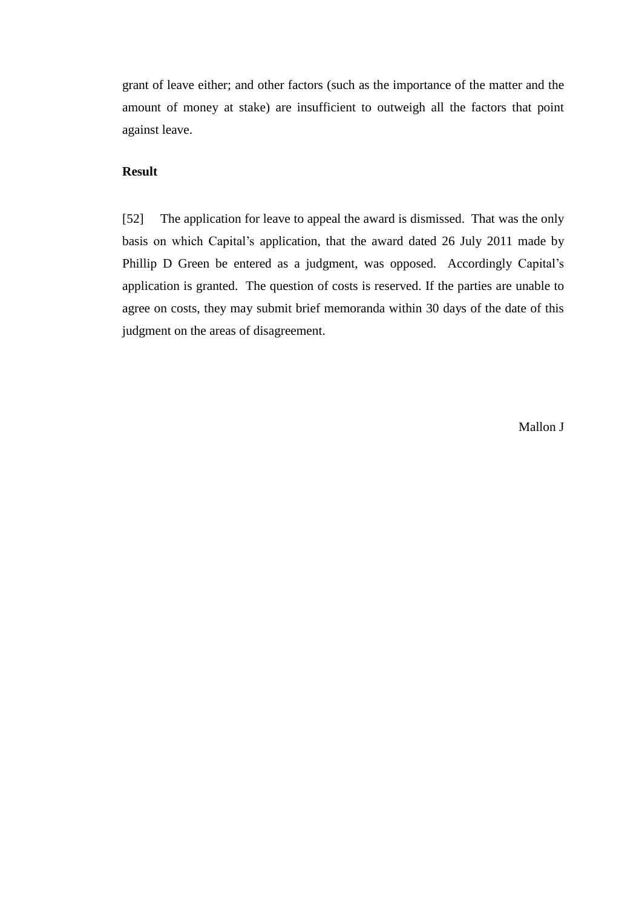grant of leave either; and other factors (such as the importance of the matter and the amount of money at stake) are insufficient to outweigh all the factors that point against leave.

**Result**

[52] The application for leave to appeal the award is dismissed. That was the only basis on which Capital's application, that the award dated 26 July 2011 made by Phillip D Green be entered as a judgment, was opposed. Accordingly Capital's application is granted. The question of costs is reserved. If the parties are unable to agree on costs, they may submit brief memoranda within 30 days of the date of this judgment on the areas of disagreement.

Mallon J